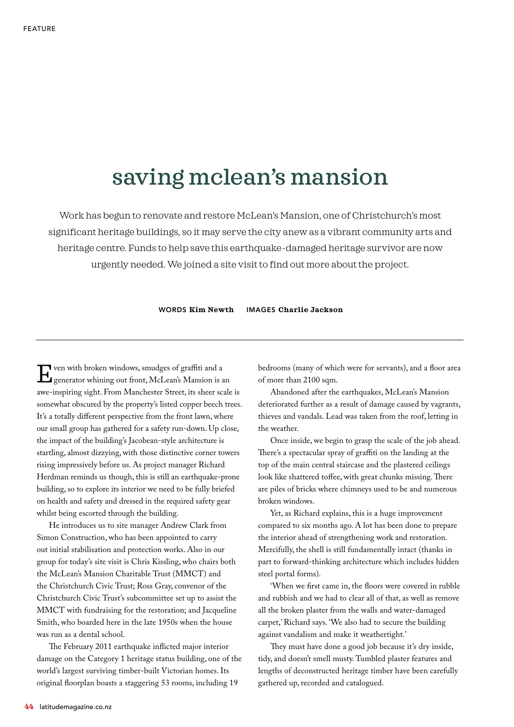FEATURE

# saving mclean's mansion

Work has begun to renovate and restore McLean's Mansion, one of Christchurch's most significant heritage buildings, so it may serve the city anew as a vibrant community arts and heritage centre. Funds to help save this earthquake-damaged heritage survivor are now urgently needed. We joined a site visit to find out more about the project.

WORDS **Kim Newth** IMAGES **Charlie Jackson**

---

Even with broken windows, smudges of graffiti and a generator whining out front, McLean's Mansion is an awe-inspiring sight. From Manchester Street, its sheer scale is somewhat obscured by the property's listed copper beech trees. It's a totally different perspective from the front lawn, where our small group has gathered for a safety run-down. Up close, the impact of the building's Jacobean-style architecture is startling, almost dizzying, with those distinctive corner towers rising impressively before us. As project manager Richard Herdman reminds us though, this is still an earthquake-prone building, so to explore its interior we need to be fully briefed on health and safety and dressed in the required safety gear whilst being escorted through the building.

He introduces us to site manager Andrew Clark from Simon Construction, who has been appointed to carry out initial stabilisation and protection works. Also in our group for today's site visit is Chris Kissling, who chairs both the McLean's Mansion Charitable Trust (MMCT) and the Christchurch Civic Trust; Ross Gray, convenor of the Christchurch Civic Trust's subcommittee set up to assist the MMCT with fundraising for the restoration; and Jacqueline Smith, who boarded here in the late 1950s when the house was run as a dental school.

The February 2011 earthquake inflicted major interior damage on the Category 1 heritage status building, one of the world's largest surviving timber-built Victorian homes. Its original floorplan boasts a staggering 53 rooms, including 19 bedrooms (many of which were for servants), and a floor area of more than 2100 sqm.

Abandoned after the earthquakes, McLean's Mansion deteriorated further as a result of damage caused by vagrants, thieves and vandals. Lead was taken from the roof, letting in the weather.

Once inside, we begin to grasp the scale of the job ahead. There's a spectacular spray of graffiti on the landing at the top of the main central staircase and the plastered ceilings look like shattered toffee, with great chunks missing. There are piles of bricks where chimneys used to be and numerous broken windows.

Yet, as Richard explains, this is a huge improvement compared to six months ago. A lot has been done to prepare the interior ahead of strengthening work and restoration. Mercifully, the shell is still fundamentally intact (thanks in part to forward-thinking architecture which includes hidden steel portal forms).

'When we first came in, the floors were covered in rubble and rubbish and we had to clear all of that, as well as remove all the broken plaster from the walls and water-damaged carpet,' Richard says. 'We also had to secure the building against vandalism and make it weathertight.'

They must have done a good job because it's dry inside, tidy, and doesn't smell musty. Tumbled plaster features and lengths of deconstructed heritage timber have been carefully gathered up, recorded and catalogued.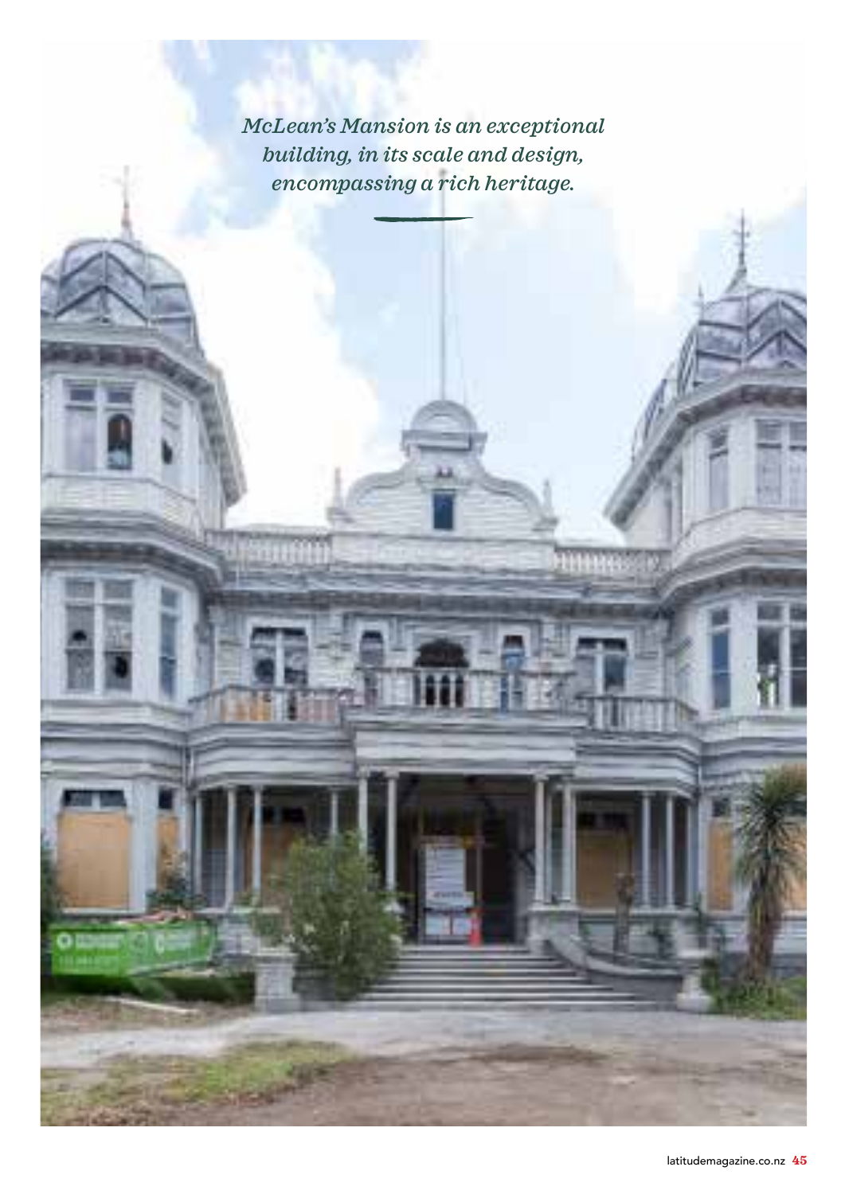*McLean's Mansion is an exceptional building, in its scale and design, encompassing a rich heritage.*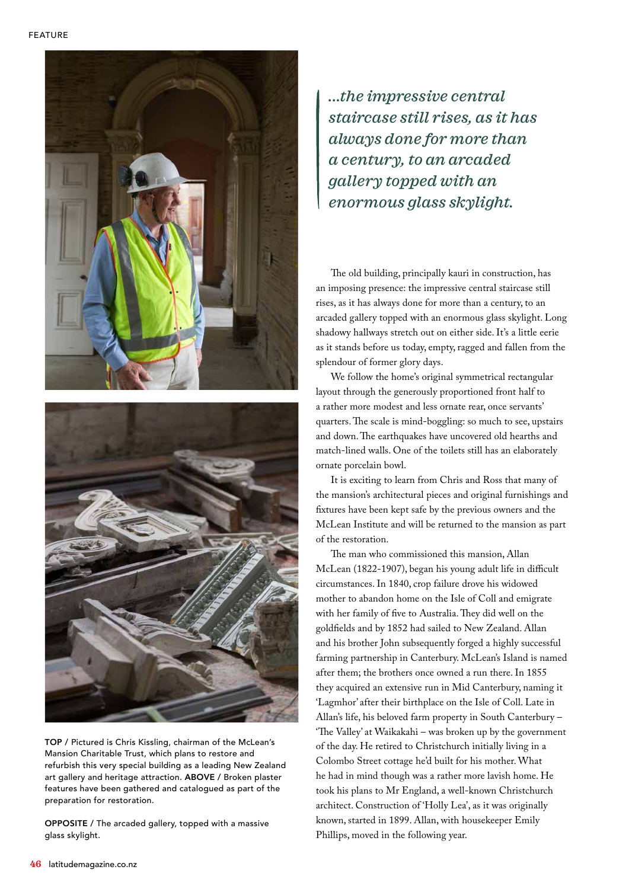> *...the impressive central staircase still rises, as it has always done for more than a century, to an arcaded gallery topped with an enormous glass skylight.*

The old building, principally kauri in construction, has an imposing presence: the impressive central staircase still rises, as it has always done for more than a century, to an arcaded gallery topped with an enormous glass skylight. Long shadowy hallways stretch out on either side. It's a little eerie as it stands before us today, empty, ragged and fallen from the splendour of former glory days.

We follow the home's original symmetrical rectangular layout through the generously proportioned front half to a rather more modest and less ornate rear, once servants' quarters. The scale is mind-boggling: so much to see, upstairs and down. The earthquakes have uncovered old hearths and match-lined walls. One of the toilets still has an elaborately ornate porcelain bowl.

It is exciting to learn from Chris and Ross that many of the mansion's architectural pieces and original furnishings and fixtures have been kept safe by the previous owners and the McLean Institute and will be returned to the mansion as part of the restoration.

The man who commissioned this mansion, Allan McLean (1822-1907), began his young adult life in difficult circumstances. In 1840, crop failure drove his widowed mother to abandon home on the Isle of Coll and emigrate with her family of five to Australia. They did well on the goldfields and by 1852 had sailed to New Zealand. Allan and his brother John subsequently forged a highly successful farming partnership in Canterbury. McLean's Island is named after them; the brothers once owned a run there. In 1855 they acquired an extensive run in Mid Canterbury, naming it 'Lagmhor' after their birthplace on the Isle of Coll. Late in Allan's life, his beloved farm property in South Canterbury – 'The Valley' at Waikakahi – was broken up by the government of the day. He retired to Christchurch initially living in a Colombo Street cottage he'd built for his mother. What he had in mind though was a rather more lavish home. He took his plans to Mr England, a well-known Christchurch architect. Construction of 'Holly Lea', as it was originally known, started in 1899. Allan, with housekeeper Emily Phillips, moved in the following year.

**TOP** / Pictured is Chris Kissling, chairman of the McLean's Mansion Charitable Trust, which plans to restore and refurbish this very special building as a leading New Zealand art gallery and heritage attraction. **ABOVE** / Broken plaster features have been gathered and catalogued as part of the preparation for restoration.

**OPPOSITE** / The arcaded gallery, topped with a massive glass skylight.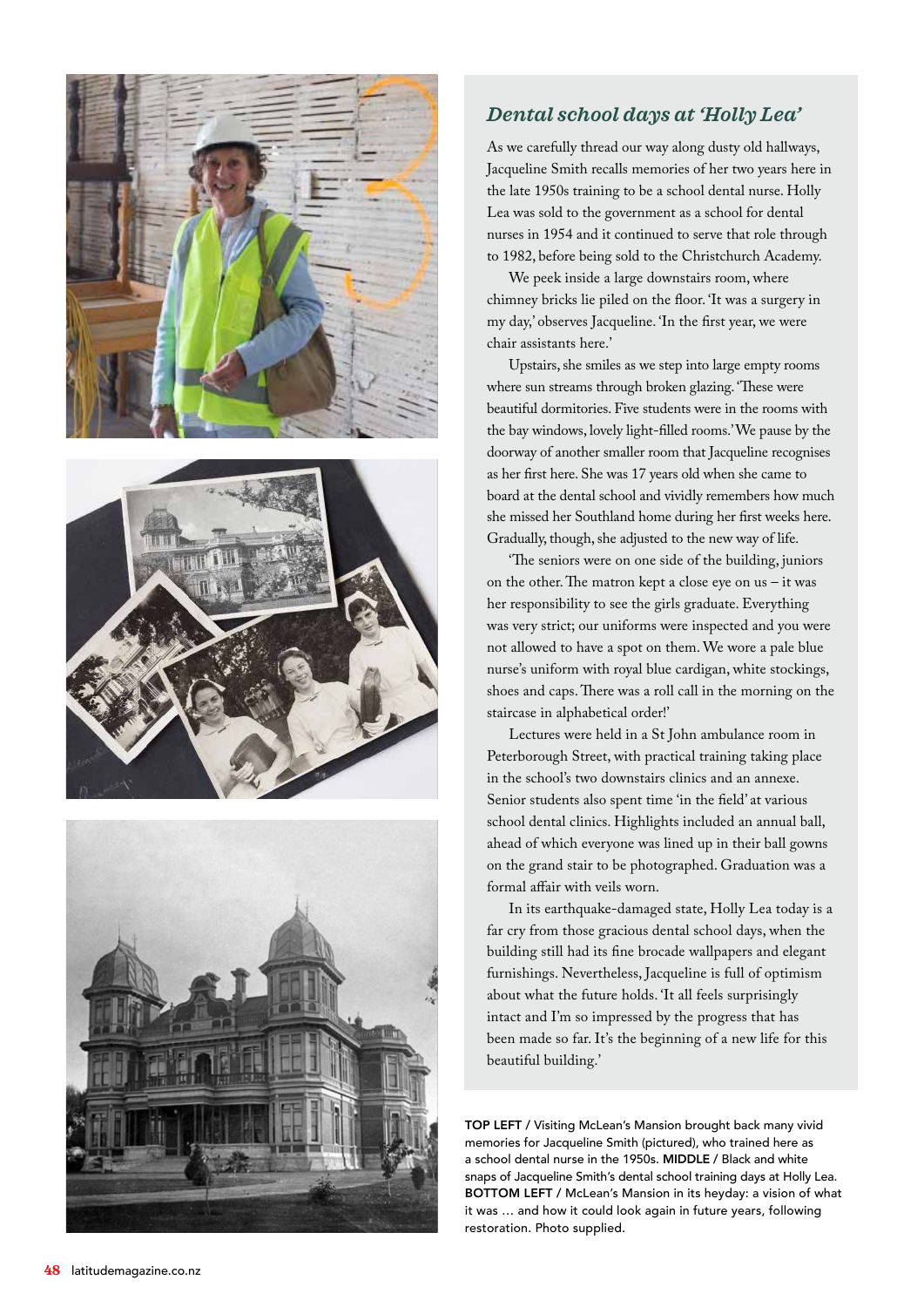## *Dental school days at 'Holly Lea'*

As we carefully thread our way along dusty old hallways, Jacqueline Smith recalls memories of her two years here in the late 1950s training to be a school dental nurse. Holly Lea was sold to the government as a school for dental nurses in 1954 and it continued to serve that role through to 1982, before being sold to the Christchurch Academy.

We peek inside a large downstairs room, where chimney bricks lie piled on the floor. 'It was a surgery in my day,' observes Jacqueline. 'In the first year, we were chair assistants here.'

Upstairs, she smiles as we step into large empty rooms where sun streams through broken glazing. 'These were beautiful dormitories. Five students were in the rooms with the bay windows, lovely light-filled rooms.' We pause by the doorway of another smaller room that Jacqueline recognises as her first here. She was 17 years old when she came to board at the dental school and vividly remembers how much she missed her Southland home during her first weeks here. Gradually, though, she adjusted to the new way of life.

'The seniors were on one side of the building, juniors on the other. The matron kept a close eye on us – it was her responsibility to see the girls graduate. Everything was very strict; our uniforms were inspected and you were not allowed to have a spot on them. We wore a pale blue nurse's uniform with royal blue cardigan, white stockings, shoes and caps. There was a roll call in the morning on the staircase in alphabetical order!'

Lectures were held in a St John ambulance room in Peterborough Street, with practical training taking place in the school's two downstairs clinics and an annexe. Senior students also spent time 'in the field' at various school dental clinics. Highlights included an annual ball, ahead of which everyone was lined up in their ball gowns on the grand stair to be photographed. Graduation was a formal affair with veils worn.

In its earthquake-damaged state, Holly Lea today is a far cry from those gracious dental school days, when the building still had its fine brocade wallpapers and elegant furnishings. Nevertheless, Jacqueline is full of optimism about what the future holds. 'It all feels surprisingly intact and I'm so impressed by the progress that has been made so far. It's the beginning of a new life for this beautiful building.'

**TOP LEFT** / Visiting McLean's Mansion brought back many vivid memories for Jacqueline Smith (pictured), who trained here as a school dental nurse in the 1950s. **MIDDLE** / Black and white snaps of Jacqueline Smith's dental school training days at Holly Lea. **BOTTOM LEFT** / McLean's Mansion in its heyday: a vision of what it was … and how it could look again in future years, following restoration. Photo supplied.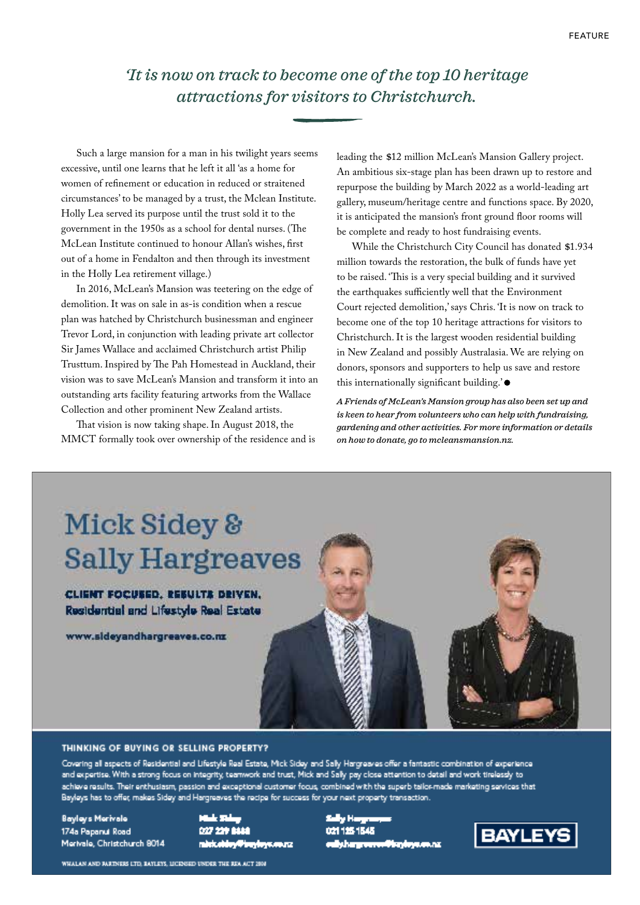*'It is now on track to become one of the top 10 heritage attractions for visitors to Christchurch.*

Such a large mansion for a man in his twilight years seems excessive, until one learns that he left it all 'as a home for women of refinement or education in reduced or straitened circumstances' to be managed by a trust, the Mclean Institute. Holly Lea served its purpose until the trust sold it to the government in the 1950s as a school for dental nurses. (The McLean Institute continued to honour Allan's wishes, first out of a home in Fendalton and then through its investment in the Holly Lea retirement village.)

In 2016, McLean's Mansion was teetering on the edge of demolition. It was on sale in as-is condition when a rescue plan was hatched by Christchurch businessman and engineer Trevor Lord, in conjunction with leading private art collector Sir James Wallace and acclaimed Christchurch artist Philip Trusttum. Inspired by The Pah Homestead in Auckland, their vision was to save McLean's Mansion and transform it into an outstanding arts facility featuring artworks from the Wallace Collection and other prominent New Zealand artists.

That vision is now taking shape. In August 2018, the MMCT formally took over ownership of the residence and is leading the $12 million McLean's Mansion Gallery project. An ambitious six-stage plan has been drawn up to restore and repurpose the building by March 2022 as a world-leading art gallery, museum/heritage centre and functions space. By 2020, it is anticipated the mansion's front ground floor rooms will be complete and ready to host fundraising events.

While the Christchurch City Council has donated $1.934 million towards the restoration, the bulk of funds have yet to be raised. 'This is a very special building and it survived the earthquakes sufficiently well that the Environment Court rejected demolition,' says Chris. 'It is now on track to become one of the top 10 heritage attractions for visitors to Christchurch. It is the largest wooden residential building in New Zealand and possibly Australasia. We are relying on donors, sponsors and supporters to help us save and restore this internationally significant building.' ●

***A Friends of McLean's Mansion group has also been set up and is keen to hear from volunteers who can help with fundraising, gardening and other activities. For more information or details on how to donate, go to mcleansmansion.nz.***

# Mick Sidey & Sally Hargreaves

**CLIENT FOCUSED. RESULTS DRIVEN.**
**Residential and Lifestyle Real Estate**

www.sideyandhargreaves.co.nz

**THINKING OF BUYING OR SELLING PROPERTY?**

Covering all aspects of Residential and Lifestyle Real Estate, Mick Sidey and Sally Hargreaves offer a fantastic combination of experience and expertise. With a strong focus on integrity, teamwork and trust, Mick and Sally pay close attention to detail and work tirelessly to achieve results. Their enthusiasm, passion and exceptional customer focus, combined with the superb tailor-made marketing services that Bayleys has to offer, makes Sidey and Hargreaves the recipe for success for your next property transaction.

**Bayleys Merivale**
174a Papanui Road
Merivale, Christchurch 8014

**Mick Sidey**
027 219 8488
mick.sidey@bayleys.co.nz

**Sally Hargreaves**
021 125 1545
sally.hargreaves@bayleys.co.nz

BAYLEYS

WHALAN AND PARTNERS LTD, BAYLEYS, LICENSED UNDER THE REA ACT 2008